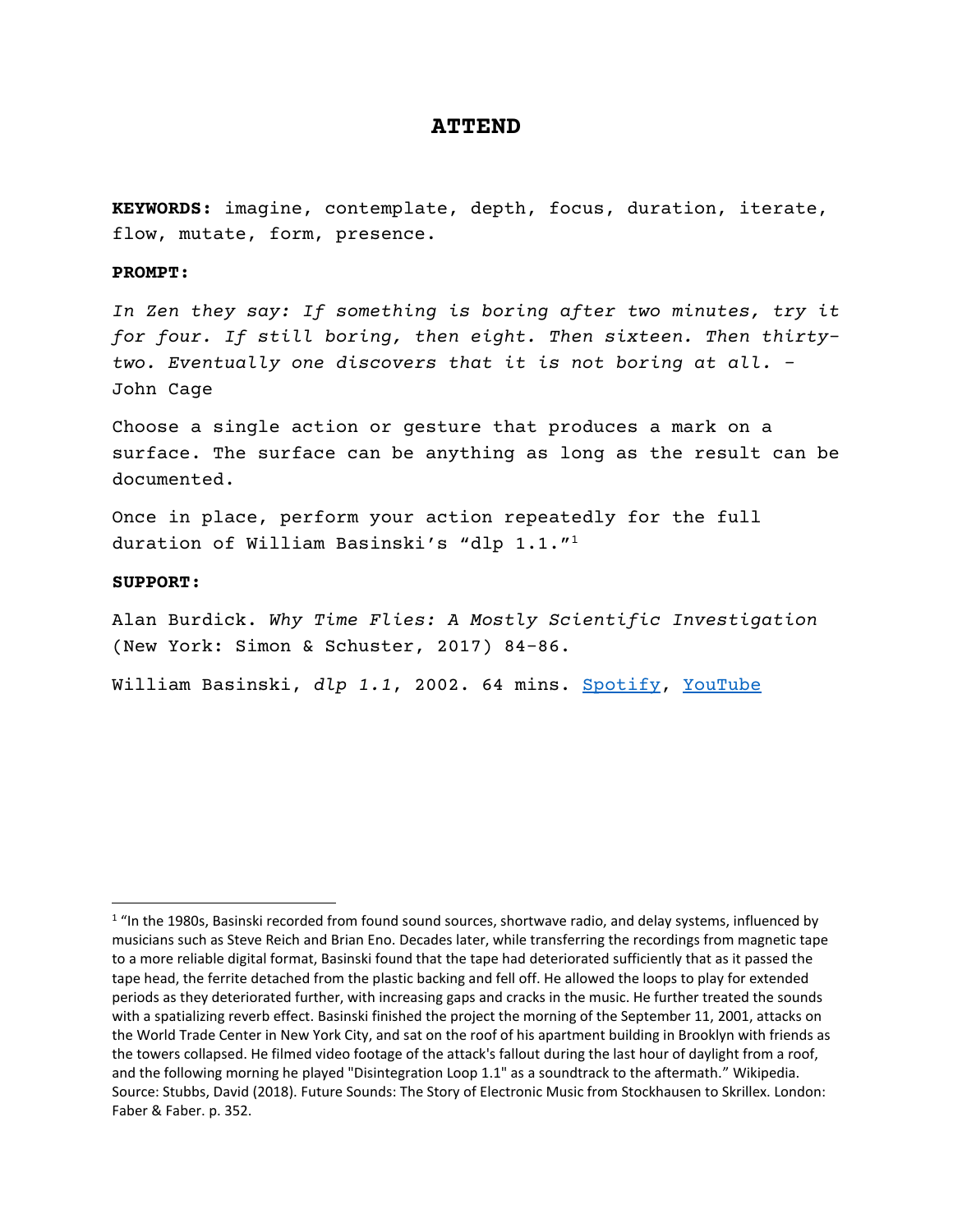# ATTEND

**KEYWORDS:** imagine, contemplate, depth, focus, duration, iterate, flow, mutate, form, presence.

**PROMPT:**

*In Zen they say: If something is boring after two minutes, try it for four. If still boring, then eight. Then sixteen. Then thirty-two. Eventually one discovers that it is not boring at all.* - John Cage

Choose a single action or gesture that produces a mark on a surface. The surface can be anything as long as the result can be documented.

Once in place, perform your action repeatedly for the full duration of William Basinski's "dlp 1.1."[1]

**SUPPORT:**

Alan Burdick. *Why Time Flies: A Mostly Scientific Investigation* (New York: Simon & Schuster, 2017) 84-86.

William Basinski, *dlp 1.1*, 2002. 64 mins. Spotify, YouTube

---

[1] "In the 1980s, Basinski recorded from found sound sources, shortwave radio, and delay systems, influenced by musicians such as Steve Reich and Brian Eno. Decades later, while transferring the recordings from magnetic tape to a more reliable digital format, Basinski found that the tape had deteriorated sufficiently that as it passed the tape head, the ferrite detached from the plastic backing and fell off. He allowed the loops to play for extended periods as they deteriorated further, with increasing gaps and cracks in the music. He further treated the sounds with a spatializing reverb effect. Basinski finished the project the morning of the September 11, 2001, attacks on the World Trade Center in New York City, and sat on the roof of his apartment building in Brooklyn with friends as the towers collapsed. He filmed video footage of the attack's fallout during the last hour of daylight from a roof, and the following morning he played "Disintegration Loop 1.1" as a soundtrack to the aftermath." Wikipedia. Source: Stubbs, David (2018). Future Sounds: The Story of Electronic Music from Stockhausen to Skrillex. London: Faber & Faber. p. 352.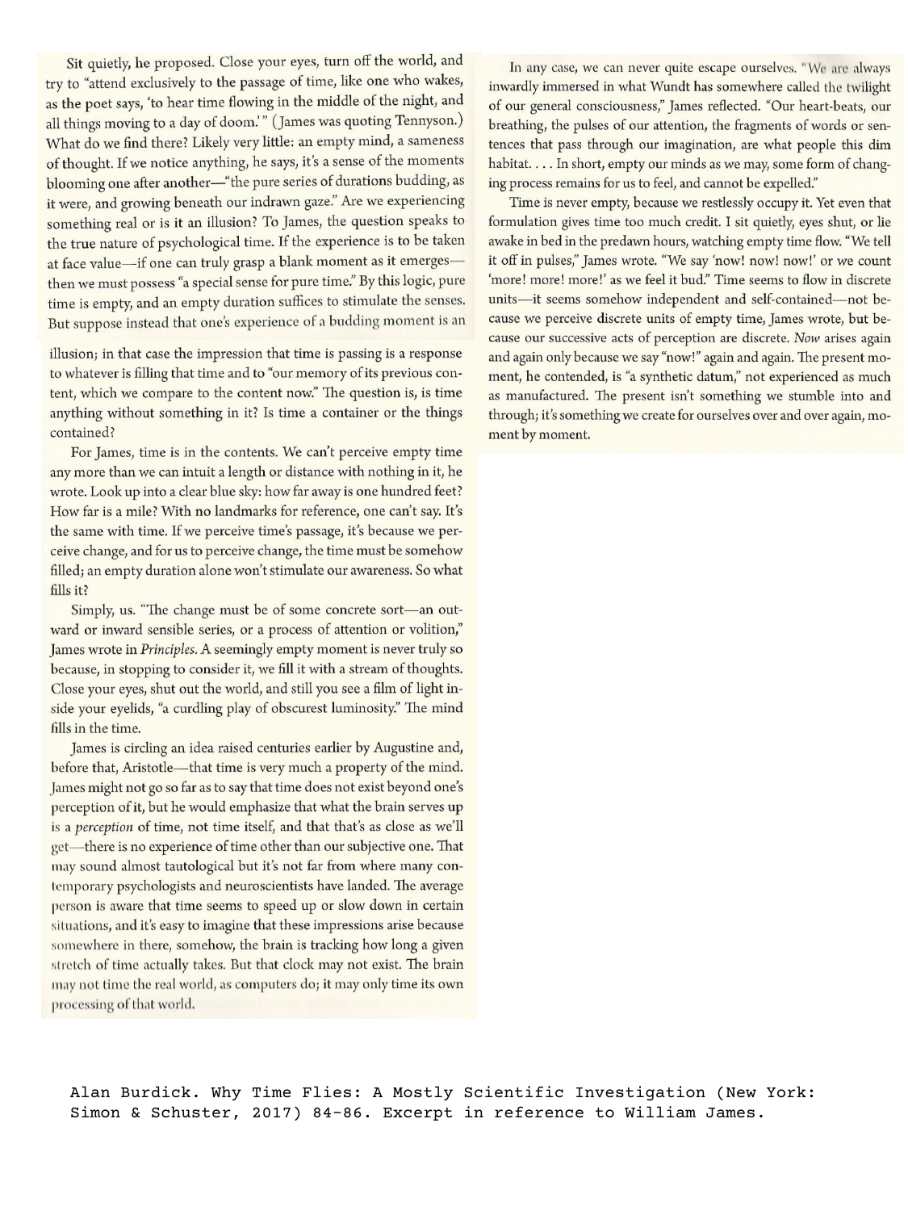Sit quietly, he proposed. Close your eyes, turn off the world, and try to "attend exclusively to the passage of time, like one who wakes, as the poet says, 'to hear time flowing in the middle of the night, and all things moving to a day of doom.'" (James was quoting Tennyson.) What do we find there? Likely very little: an empty mind, a sameness of thought. If we notice anything, he says, it's a sense of the moments blooming one after another—"the pure series of durations budding, as it were, and growing beneath our indrawn gaze." Are we experiencing something real or is it an illusion? To James, the question speaks to the true nature of psychological time. If the experience is to be taken at face value—if one can truly grasp a blank moment as it emerges—then we must possess "a special sense for pure time." By this logic, pure time is empty, and an empty duration suffices to stimulate the senses. But suppose instead that one's experience of a budding moment is an illusion; in that case the impression that time is passing is a response to whatever is filling that time and to "our memory of its previous content, which we compare to the content now." The question is, is time anything without something in it? Is time a container or the things contained?

For James, time is in the contents. We can't perceive empty time any more than we can intuit a length or distance with nothing in it, he wrote. Look up into a clear blue sky: how far away is one hundred feet? How far is a mile? With no landmarks for reference, one can't say. It's the same with time. If we perceive time's passage, it's because we perceive change, and for us to perceive change, the time must be somehow filled; an empty duration alone won't stimulate our awareness. So what fills it?

Simply, us. "The change must be of some concrete sort—an outward or inward sensible series, or a process of attention or volition," James wrote in *Principles*. A seemingly empty moment is never truly so because, in stopping to consider it, we fill it with a stream of thoughts. Close your eyes, shut out the world, and still you see a film of light inside your eyelids, "a curdling play of obscurest luminosity." The mind fills in the time.

James is circling an idea raised centuries earlier by Augustine and, before that, Aristotle—that time is very much a property of the mind. James might not go so far as to say that time does not exist beyond one's perception of it, but he would emphasize that what the brain serves up is a *perception* of time, not time itself, and that that's as close as we'll get—there is no experience of time other than our subjective one. That may sound almost tautological but it's not far from where many contemporary psychologists and neuroscientists have landed. The average person is aware that time seems to speed up or slow down in certain situations, and it's easy to imagine that these impressions arise because somewhere in there, somehow, the brain is tracking how long a given stretch of time actually takes. But that clock may not exist. The brain may not time the real world, as computers do; it may only time its own processing of that world.

In any case, we can never quite escape ourselves. "We are always inwardly immersed in what Wundt has somewhere called the twilight of our general consciousness," James reflected. "Our heart-beats, our breathing, the pulses of our attention, the fragments of words or sentences that pass through our imagination, are what people this dim habitat. . . . In short, empty our minds as we may, some form of changing process remains for us to feel, and cannot be expelled."

Time is never empty, because we restlessly occupy it. Yet even that formulation gives time too much credit. I sit quietly, eyes shut, or lie awake in bed in the predawn hours, watching empty time flow. "We tell it off in pulses," James wrote. "We say 'now! now! now!' or we count 'more! more! more!' as we feel it bud." Time seems to flow in discrete units—it seems somehow independent and self-contained—not because we perceive discrete units of empty time, James wrote, but because our successive acts of perception are discrete. *Now* arises again and again only because we say "now!" again and again. The present moment, he contended, is "a synthetic datum," not experienced as much as manufactured. The present isn't something we stumble into and through; it's something we create for ourselves over and over again, moment by moment.

Alan Burdick. Why Time Flies: A Mostly Scientific Investigation (New York: Simon & Schuster, 2017) 84-86. Excerpt in reference to William James.